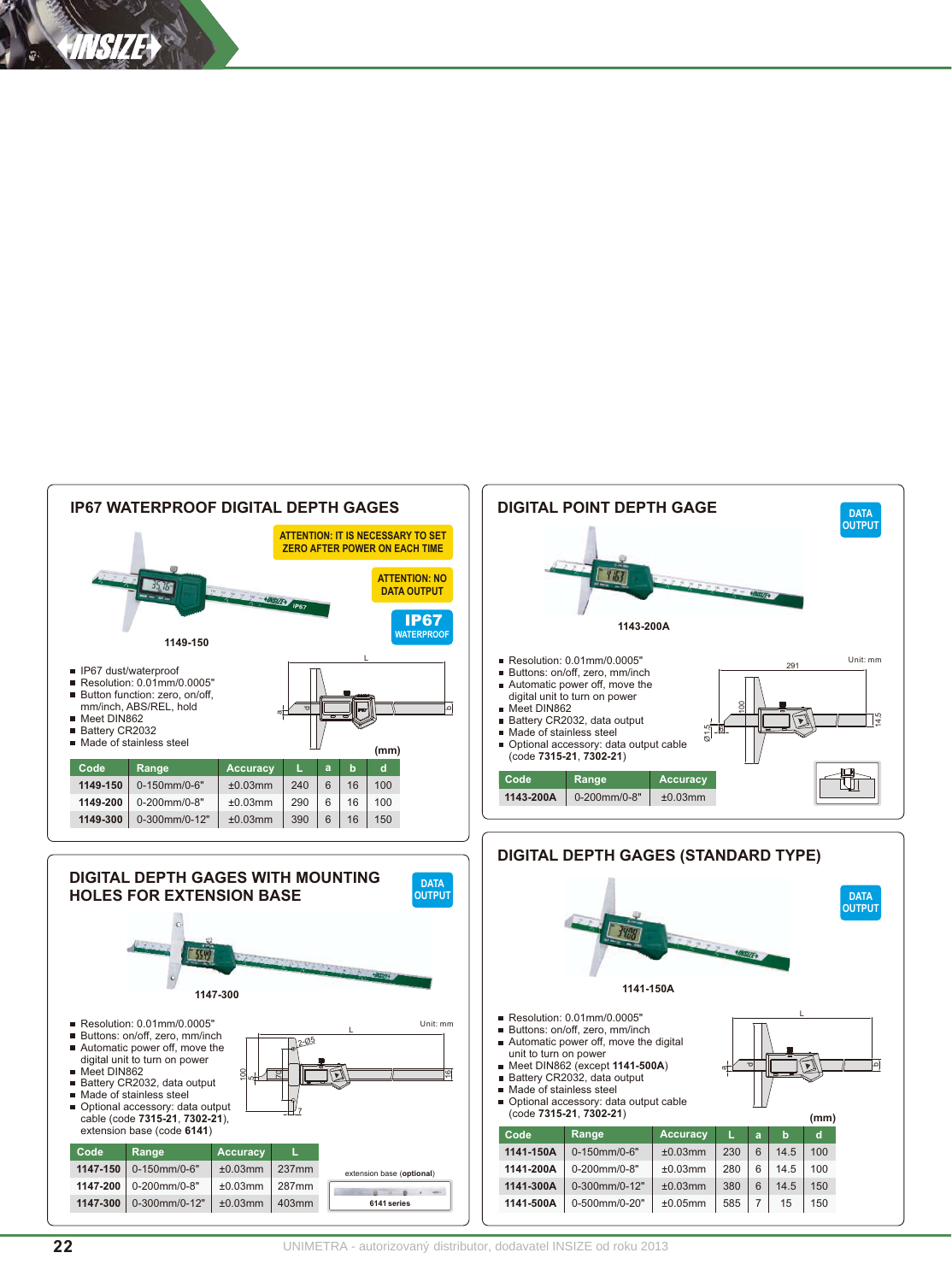## IP67 WATERPROOF DIGITAL DEPTH GAGES

ATTENTION: IT IS NECESSARY TO SET ZERO AFTER POWER ON EACH TIME

ATTENTION: NO DATA OUTPUT

IP67 WATERPROOF

1149-150

- IP67 dust/waterproof
- Resolution: 0.01mm/0.0005"
- Button function: zero, on/off, mm/inch, ABS/REL, hold
- Meet DIN862
- Battery CR2032
- Made of stainless steel

(mm)

| Code | Range | Accuracy | L | a | b | d |
|---|---|---|---|---|---|---|
| 1149-150 | 0-150mm/0-6" | ±0.03mm | 240 | 6 | 16 | 100 |
| 1149-200 | 0-200mm/0-8" | ±0.03mm | 290 | 6 | 16 | 100 |
| 1149-300 | 0-300mm/0-12" | ±0.03mm | 390 | 6 | 16 | 150 |

## DIGITAL DEPTH GAGES WITH MOUNTING HOLES FOR EXTENSION BASE

DATA OUTPUT

1147-300

- Resolution: 0.01mm/0.0005"
- Buttons: on/off, zero, mm/inch
- Automatic power off, move the digital unit to turn on power
- Meet DIN862
- Battery CR2032, data output
- Made of stainless steel
- Optional accessory: data output cable (code **7315-21**, **7302-21**), extension base (code **6141**)

Unit: mm

| Code | Range | Accuracy | L |
|---|---|---|---|
| 1147-150 | 0-150mm/0-6" | ±0.03mm | 237mm |
| 1147-200 | 0-200mm/0-8" | ±0.03mm | 287mm |
| 1147-300 | 0-300mm/0-12" | ±0.03mm | 403mm |

extension base (**optional**)

**6141 series**

## DIGITAL POINT DEPTH GAGE

DATA OUTPUT

1143-200A

- Resolution: 0.01mm/0.0005"
- Buttons: on/off, zero, mm/inch
- Automatic power off, move the digital unit to turn on power
- Meet DIN862
- Battery CR2032, data output
- Made of stainless steel
- Optional accessory: data output cable (code **7315-21**, **7302-21**)

Unit: mm

| Code | Range | Accuracy |
|---|---|---|
| 1143-200A | 0-200mm/0-8" | ±0.03mm |

## DIGITAL DEPTH GAGES (STANDARD TYPE)

DATA OUTPUT

1141-150A

- Resolution: 0.01mm/0.0005"
- Buttons: on/off, zero, mm/inch
- Automatic power off, move the digital unit to turn on power
- Meet DIN862 (except **1141-500A**)
- Battery CR2032, data output
- Made of stainless steel
- Optional accessory: data output cable (code **7315-21**, **7302-21**)

(mm)

| Code | Range | Accuracy | L | a | b | d |
|---|---|---|---|---|---|---|
| 1141-150A | 0-150mm/0-6" | ±0.03mm | 230 | 6 | 14.5 | 100 |
| 1141-200A | 0-200mm/0-8" | ±0.03mm | 280 | 6 | 14.5 | 100 |
| 1141-300A | 0-300mm/0-12" | ±0.03mm | 380 | 6 | 14.5 | 150 |
| 1141-500A | 0-500mm/0-20" | ±0.05mm | 585 | 7 | 15 | 150 |

UNIMETRA - autorizovaný distributor, dodavatel INSIZE od roku 2013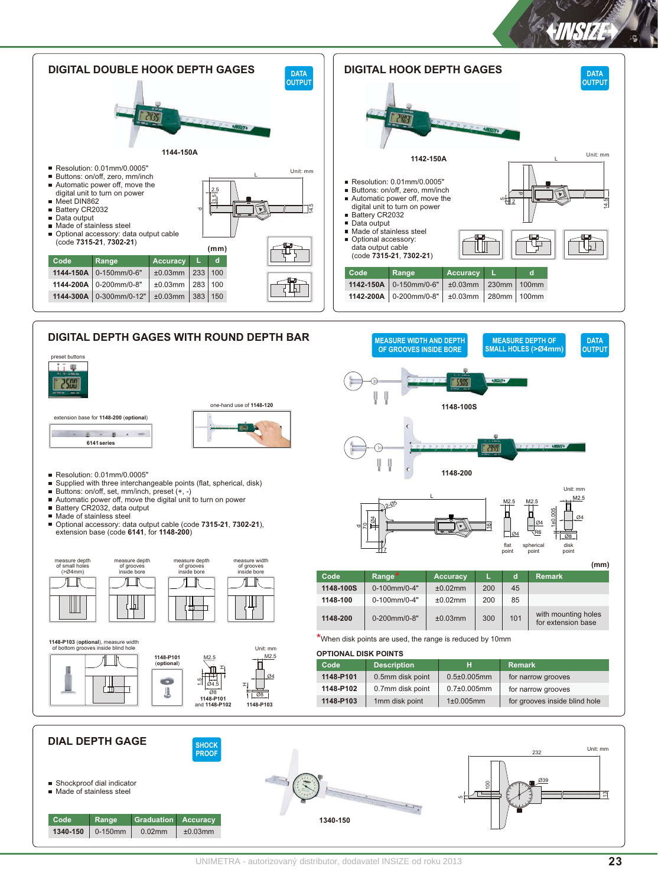## DIGITAL DOUBLE HOOK DEPTH GAGES

DATA OUTPUT

1144-150A

- Resolution: 0.01mm/0.0005"
- Buttons: on/off, zero, mm/inch
- Automatic power off, move the digital unit to turn on power
- Meet DIN862
- Battery CR2032
- Data output
- Made of stainless steel
- Optional accessory: data output cable (code **7315-21**, **7302-21**)

Unit: mm

(mm)

| Code | Range | Accuracy | L | d |
|---|---|---|---|---|
| **1144-150A** | 0-150mm/0-6" | ±0.03mm | 233 | 100 |
| **1144-200A** | 0-200mm/0-8" | ±0.03mm | 283 | 100 |
| **1144-300A** | 0-300mm/0-12" | ±0.03mm | 383 | 150 |

## DIGITAL HOOK DEPTH GAGES

DATA OUTPUT

1142-150A

Unit: mm

- Resolution: 0.01mm/0.0005"
- Buttons: on/off, zero, mm/inch
- Automatic power off, move the digital unit to turn on power
- Battery CR2032
- Data output
- Made of stainless steel
- Optional accessory: data output cable (code **7315-21**, **7302-21**)

| Code | Range | Accuracy | L | d |
|---|---|---|---|---|
| **1142-150A** | 0-150mm/0-6" | ±0.03mm | 230mm | 100mm |
| **1142-200A** | 0-200mm/0-8" | ±0.03mm | 280mm | 100mm |

## DIGITAL DEPTH GAGES WITH ROUND DEPTH BAR

MEASURE WIDTH AND DEPTH OF GROOVES INSIDE BORE | MEASURE DEPTH OF SMALL HOLES (>Ø4mm) | DATA OUTPUT

preset buttons

extension base for **1148-200** (**optional**)

6141 series

one-hand use of **1148-120**

1148-100S

1148-200

- Resolution: 0.01mm/0.0005"
- Supplied with three interchangeable points (flat, spherical, disk)
- Buttons: on/off, set, mm/inch, preset (+, -)
- Automatic power off, move the digital unit to turn on power
- Battery CR2032, data output
- Made of stainless steel
- Optional accessory: data output cable (code **7315-21**, **7302-21**), extension base (code **6141**, for **1148-200**)

measure depth of small holes (>Ø4mm) | measure depth of grooves inside bore | measure depth of grooves inside bore | measure width of grooves inside bore

**1148-P103** (**optional**), measure width of bottom grooves inside blind hole

**1148-P101** (**optional**)

1148-P101 and 1148-P102

1148-P103

Unit: mm

flat point | spherical point | disk point

(mm)

| Code | Range* | Accuracy | L | d | Remark |
|---|---|---|---|---|---|
| **1148-100S** | 0-100mm/0-4" | ±0.02mm | 200 | 45 | |
| **1148-100** | 0-100mm/0-4" | ±0.02mm | 200 | 85 | |
| **1148-200** | 0-200mm/0-8" | ±0.03mm | 300 | 101 | with mounting holes for extension base |

*When disk points are used, the range is reduced by 10mm

**OPTIONAL DISK POINTS**

| Code | Description | H | Remark |
|---|---|---|---|
| **1148-P101** | 0.5mm disk point | 0.5±0.005mm | for narrow grooves |
| **1148-P102** | 0.7mm disk point | 0.7±0.005mm | for narrow grooves |
| **1148-P103** | 1mm disk point | 1±0.005mm | for grooves inside blind hole |

## DIAL DEPTH GAGE

SHOCK PROOF

- Shockproof dial indicator
- Made of stainless steel

1340-150

Unit: mm

| Code | Range | Graduation | Accuracy |
|---|---|---|---|
| **1340-150** | 0-150mm | 0.02mm | ±0.03mm |

UNIMETRA - autorizovaný distributor, dodavatel INSIZE od roku 2013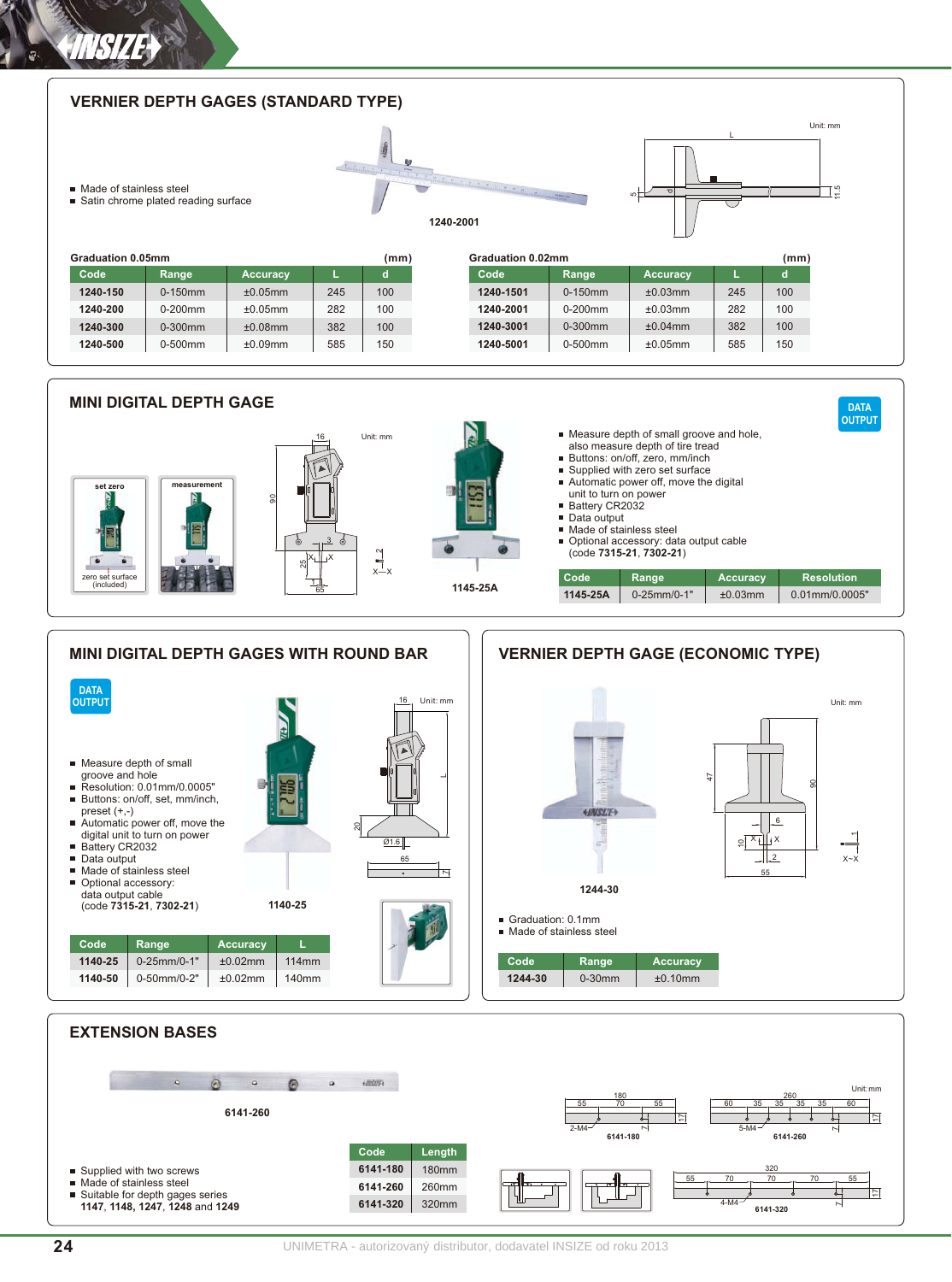## VERNIER DEPTH GAGES (STANDARD TYPE)

- Made of stainless steel
- Satin chrome plated reading surface

1240-2001

Graduation 0.05mm (mm)

| Code | Range | Accuracy | L | d |
|---|---|---|---|---|
| 1240-150 | 0-150mm | ±0.05mm | 245 | 100 |
| 1240-200 | 0-200mm | ±0.05mm | 282 | 100 |
| 1240-300 | 0-300mm | ±0.08mm | 382 | 100 |
| 1240-500 | 0-500mm | ±0.09mm | 585 | 150 |

Graduation 0.02mm (mm)

| Code | Range | Accuracy | L | d |
|---|---|---|---|---|
| 1240-1501 | 0-150mm | ±0.03mm | 245 | 100 |
| 1240-2001 | 0-200mm | ±0.03mm | 282 | 100 |
| 1240-3001 | 0-300mm | ±0.04mm | 382 | 100 |
| 1240-5001 | 0-500mm | ±0.05mm | 585 | 150 |

## MINI DIGITAL DEPTH GAGE

DATA OUTPUT

set zero — zero set surface (included)

measurement

1145-25A

- Measure depth of small groove and hole, also measure depth of tire tread
- Buttons: on/off, zero, mm/inch
- Supplied with zero set surface
- Automatic power off, move the digital unit to turn on power
- Battery CR2032
- Data output
- Made of stainless steel
- Optional accessory: data output cable (code **7315-21**, **7302-21**)

| Code | Range | Accuracy | Resolution |
|---|---|---|---|
| 1145-25A | 0-25mm/0-1" | ±0.03mm | 0.01mm/0.0005" |

## MINI DIGITAL DEPTH GAGES WITH ROUND BAR

DATA OUTPUT

- Measure depth of small groove and hole
- Resolution: 0.01mm/0.0005"
- Buttons: on/off, set, mm/inch, preset (+,-)
- Automatic power off, move the digital unit to turn on power
- Battery CR2032
- Data output
- Made of stainless steel
- Optional accessory: data output cable (code **7315-21**, **7302-21**)

1140-25

| Code | Range | Accuracy | L |
|---|---|---|---|
| 1140-25 | 0-25mm/0-1" | ±0.02mm | 114mm |
| 1140-50 | 0-50mm/0-2" | ±0.02mm | 140mm |

## VERNIER DEPTH GAGE (ECONOMIC TYPE)

1244-30

- Graduation: 0.1mm
- Made of stainless steel

| Code | Range | Accuracy |
|---|---|---|
| 1244-30 | 0-30mm | ±0.10mm |

## EXTENSION BASES

6141-260

- Supplied with two screws
- Made of stainless steel
- Suitable for depth gages series **1147**, **1148**, **1247**, **1248** and **1249**

| Code | Length |
|---|---|
| 6141-180 | 180mm |
| 6141-260 | 260mm |
| 6141-320 | 320mm |

UNIMETRA - autorizovaný distributor, dodavatel INSIZE od roku 2013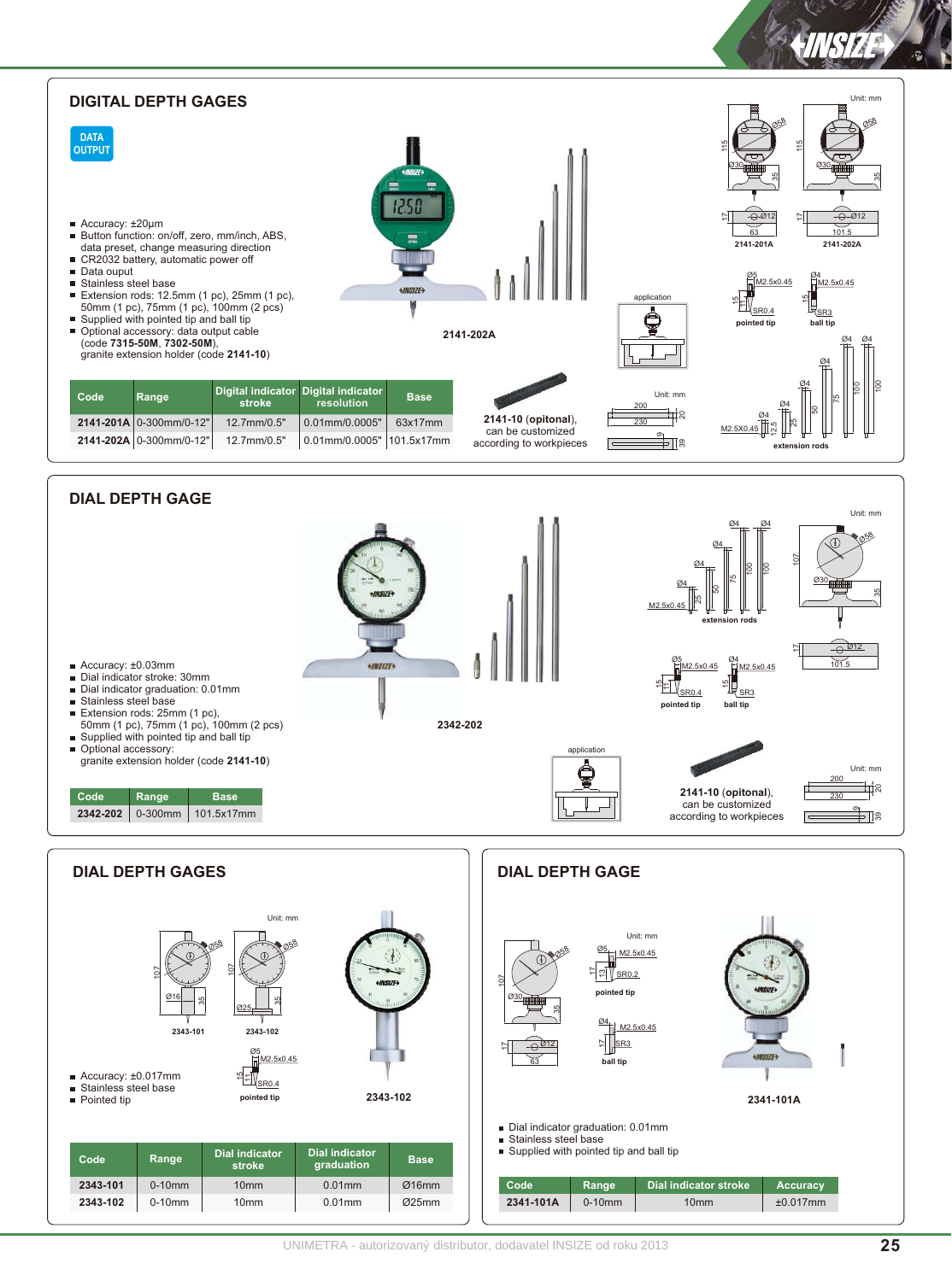## DIGITAL DEPTH GAGES

DATA OUTPUT

- Accuracy: ±20μm
- Button function: on/off, zero, mm/inch, ABS, data preset, change measuring direction
- CR2032 battery, automatic power off
- Data ouput
- Stainless steel base
- Extension rods: 12.5mm (1 pc), 25mm (1 pc), 50mm (1 pc), 75mm (1 pc), 100mm (2 pcs)
- Supplied with pointed tip and ball tip
- Optional accessory: data output cable (code **7315-50M**, **7302-50M**), granite extension holder (code **2141-10**)

2141-202A

| Code | Range | Digital indicator stroke | Digital indicator resolution | Base |
|---|---|---|---|---|
| **2141-201A** | 0-300mm/0-12" | 12.7mm/0.5" | 0.01mm/0.0005" | 63x17mm |
| **2141-202A** | 0-300mm/0-12" | 12.7mm/0.5" | 0.01mm/0.0005" | 101.5x17mm |

**2141-10** (**opitonal**), can be customized according to workpieces

application

Unit: mm

2141-201A, 2141-202A, pointed tip, ball tip, extension rods

## DIAL DEPTH GAGE

- Accuracy: ±0.03mm
- Dial indicator stroke: 30mm
- Dial indicator graduation: 0.01mm
- Stainless steel base
- Extension rods: 25mm (1 pc), 50mm (1 pc), 75mm (1 pc), 100mm (2 pcs)
- Supplied with pointed tip and ball tip
- Optional accessory: granite extension holder (code **2141-10**)

2342-202

| Code | Range | Base |
|---|---|---|
| **2342-202** | 0-300mm | 101.5x17mm |

application

**2141-10** (**opitonal**), can be customized according to workpieces

Unit: mm

extension rods, pointed tip, ball tip

## DIAL DEPTH GAGES

- Accuracy: ±0.017mm
- Stainless steel base
- Pointed tip

Unit: mm

2343-101, 2343-102, pointed tip

2343-102

| Code | Range | Dial indicator stroke | Dial indicator graduation | Base |
|---|---|---|---|---|
| **2343-101** | 0-10mm | 10mm | 0.01mm | Ø16mm |
| **2343-102** | 0-10mm | 10mm | 0.01mm | Ø25mm |

## DIAL DEPTH GAGE

Unit: mm

pointed tip, ball tip

2341-101A

- Dial indicator graduation: 0.01mm
- Stainless steel base
- Supplied with pointed tip and ball tip

| Code | Range | Dial indicator stroke | Accuracy |
|---|---|---|---|
| **2341-101A** | 0-10mm | 10mm | ±0.017mm |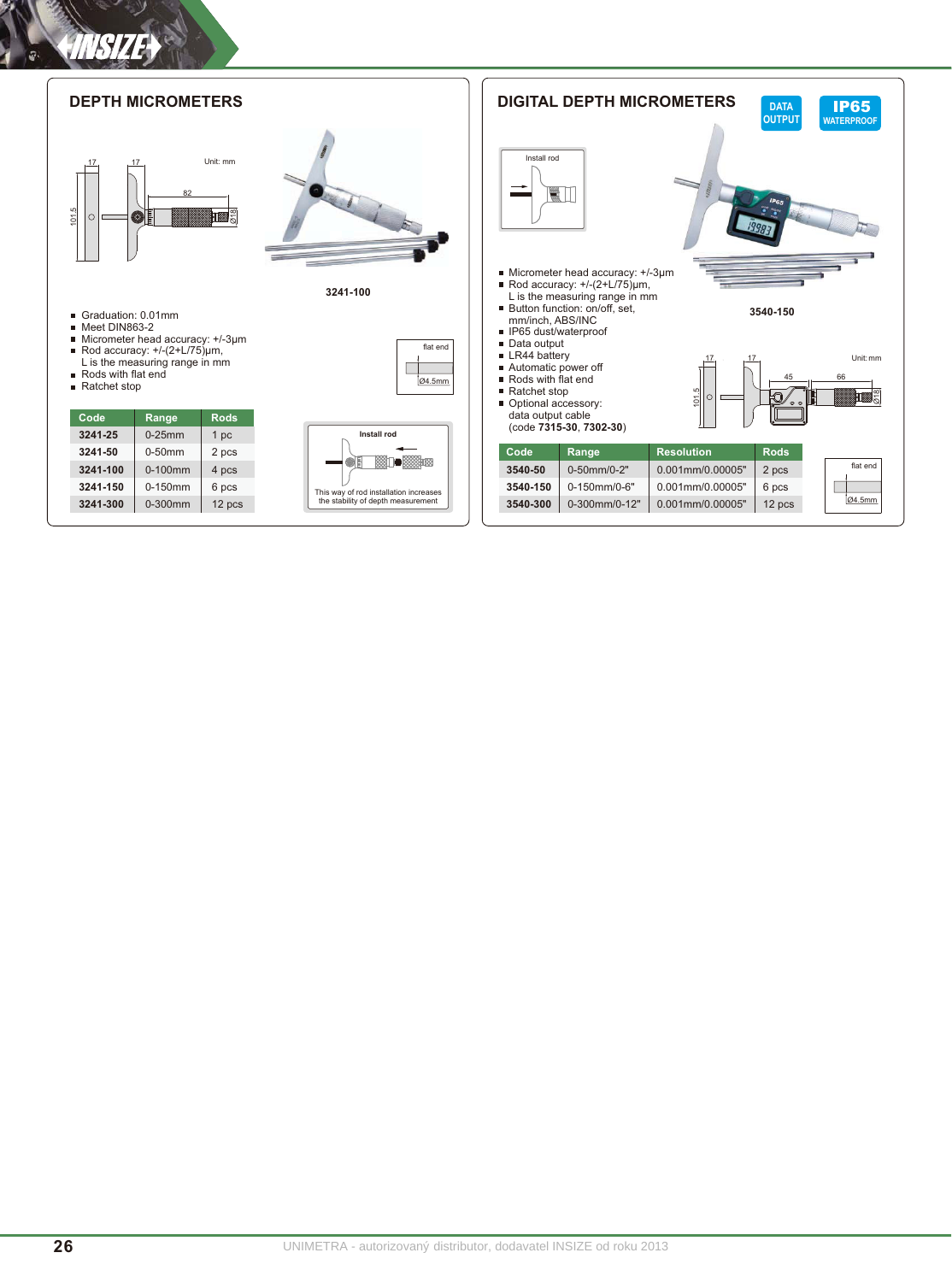## DEPTH MICROMETERS

Unit: mm

17
17
82
101.5
Ø18

3241-100

- Graduation: 0.01mm
- Meet DIN863-2
- Micrometer head accuracy: +/-3μm
- Rod accuracy: +/-(2+L/75)μm,
  L is the measuring range in mm
- Rods with flat end
- Ratchet stop

flat end
Ø4.5mm

| Code | Range | Rods |
|---|---|---|
| **3241-25** | 0-25mm | 1 pc |
| **3241-50** | 0-50mm | 2 pcs |
| **3241-100** | 0-100mm | 4 pcs |
| **3241-150** | 0-150mm | 6 pcs |
| **3241-300** | 0-300mm | 12 pcs |

**Install rod**

This way of rod installation increases the stability of depth measurement

## DIGITAL DEPTH MICROMETERS

DATA OUTPUT

**IP65** WATERPROOF

Install rod

- Micrometer head accuracy: +/-3μm
- Rod accuracy: +/-(2+L/75)μm,
  L is the measuring range in mm
- Button function: on/off, set,
  mm/inch, ABS/INC
- IP65 dust/waterproof
- Data output
- LR44 battery
- Automatic power off
- Rods with flat end
- Ratchet stop
- Optional accessory:
  data output cable
  (code **7315-30**, **7302-30**)

3540-150

Unit: mm

17
17
45
66
101.5
Ø18

| Code | Range | Resolution | Rods |
|---|---|---|---|
| **3540-50** | 0-50mm/0-2" | 0.001mm/0.00005" | 2 pcs |
| **3540-150** | 0-150mm/0-6" | 0.001mm/0.00005" | 6 pcs |
| **3540-300** | 0-300mm/0-12" | 0.001mm/0.00005" | 12 pcs |

flat end
Ø4.5mm

UNIMETRA - autorizovaný distributor, dodavatel INSIZE od roku 2013